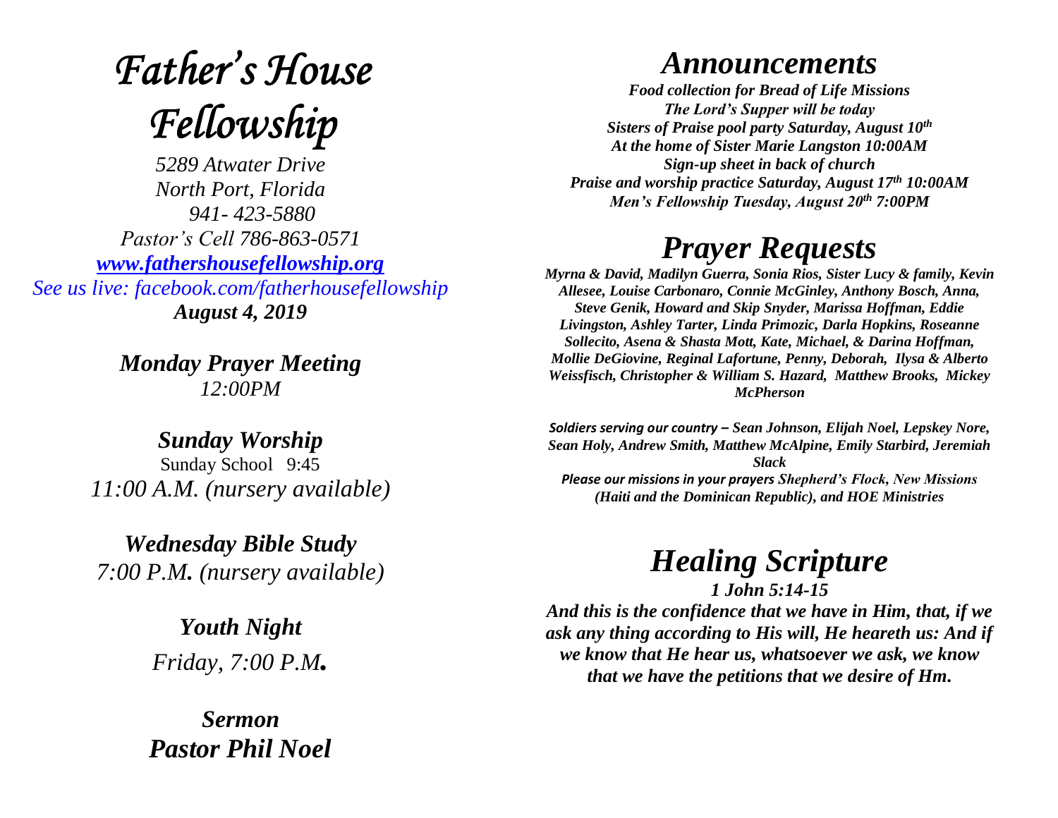# *Father's House Fellowship*

*5289 Atwater Drive*
*North Port, Florida*
*941- 423-5880*
*Pastor's Cell 786-863-0571*
*[www.fathershousefellowship.org](http://www.fathershousefellowship.org)*
*See us live: facebook.com/fatherhousefellowship*
***August 4, 2019***

***Monday Prayer Meeting***
*12:00PM*

***Sunday Worship***
Sunday School 9:45
*11:00 A.M. (nursery available)*

***Wednesday Bible Study***
*7:00 P.M. (nursery available)*

***Youth Night***
*Friday, 7:00 P.M.*

***Sermon***
***Pastor Phil Noel***

# *Announcements*

***Food collection for Bread of Life Missions***
***The Lord's Supper will be today***
***Sisters of Praise pool party Saturday, August 10th***
***At the home of Sister Marie Langston 10:00AM***
***Sign-up sheet in back of church***
***Praise and worship practice Saturday, August 17th 10:00AM***
***Men's Fellowship Tuesday, August 20th 7:00PM***

# *Prayer Requests*

***Myrna & David, Madilyn Guerra, Sonia Rios, Sister Lucy & family, Kevin Allesee, Louise Carbonaro, Connie McGinley, Anthony Bosch, Anna, Steve Genik, Howard and Skip Snyder, Marissa Hoffman, Eddie Livingston, Ashley Tarter, Linda Primozic, Darla Hopkins, Roseanne Sollecito, Asena & Shasta Mott, Kate, Michael, & Darina Hoffman, Mollie DeGiovine, Reginal Lafortune, Penny, Deborah, Ilysa & Alberto Weissfisch, Christopher & William S. Hazard, Matthew Brooks, Mickey McPherson***

***Soldiers serving our country – Sean Johnson, Elijah Noel, Lepskey Nore, Sean Holy, Andrew Smith, Matthew McAlpine, Emily Starbird, Jeremiah Slack***

***Please our missions in your prayers Shepherd's Flock, New Missions (Haiti and the Dominican Republic), and HOE Ministries***

# *Healing Scripture*

***1 John 5:14-15***

***And this is the confidence that we have in Him, that, if we ask any thing according to His will, He heareth us: And if we know that He hear us, whatsoever we ask, we know that we have the petitions that we desire of Hm.***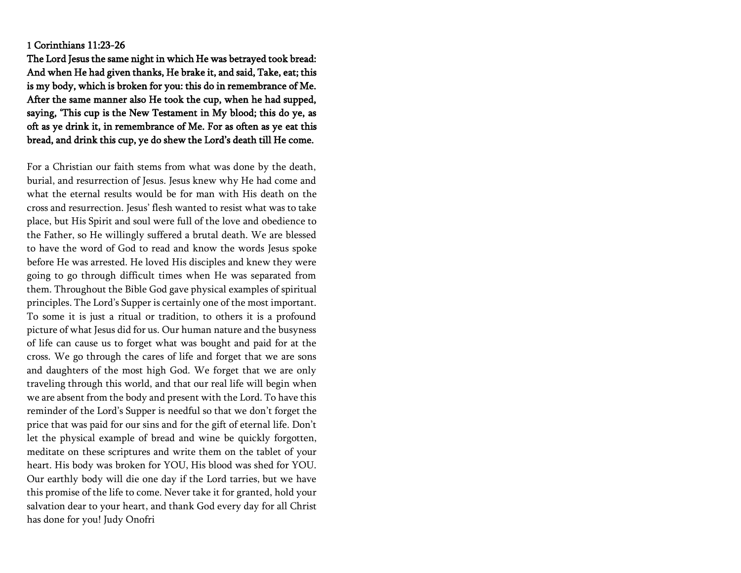**1 Corinthians 11:23-26**

**The Lord Jesus the same night in which He was betrayed took bread: And when He had given thanks, He brake it, and said, Take, eat; this is my body, which is broken for you: this do in remembrance of Me. After the same manner also He took the cup, when he had supped, saying, 'This cup is the New Testament in My blood; this do ye, as oft as ye drink it, in remembrance of Me. For as often as ye eat this bread, and drink this cup, ye do shew the Lord's death till He come.**

For a Christian our faith stems from what was done by the death, burial, and resurrection of Jesus. Jesus knew why He had come and what the eternal results would be for man with His death on the cross and resurrection. Jesus' flesh wanted to resist what was to take place, but His Spirit and soul were full of the love and obedience to the Father, so He willingly suffered a brutal death. We are blessed to have the word of God to read and know the words Jesus spoke before He was arrested. He loved His disciples and knew they were going to go through difficult times when He was separated from them. Throughout the Bible God gave physical examples of spiritual principles. The Lord's Supper is certainly one of the most important. To some it is just a ritual or tradition, to others it is a profound picture of what Jesus did for us. Our human nature and the busyness of life can cause us to forget what was bought and paid for at the cross. We go through the cares of life and forget that we are sons and daughters of the most high God. We forget that we are only traveling through this world, and that our real life will begin when we are absent from the body and present with the Lord. To have this reminder of the Lord's Supper is needful so that we don't forget the price that was paid for our sins and for the gift of eternal life. Don't let the physical example of bread and wine be quickly forgotten, meditate on these scriptures and write them on the tablet of your heart. His body was broken for YOU, His blood was shed for YOU. Our earthly body will die one day if the Lord tarries, but we have this promise of the life to come. Never take it for granted, hold your salvation dear to your heart, and thank God every day for all Christ has done for you! Judy Onofri